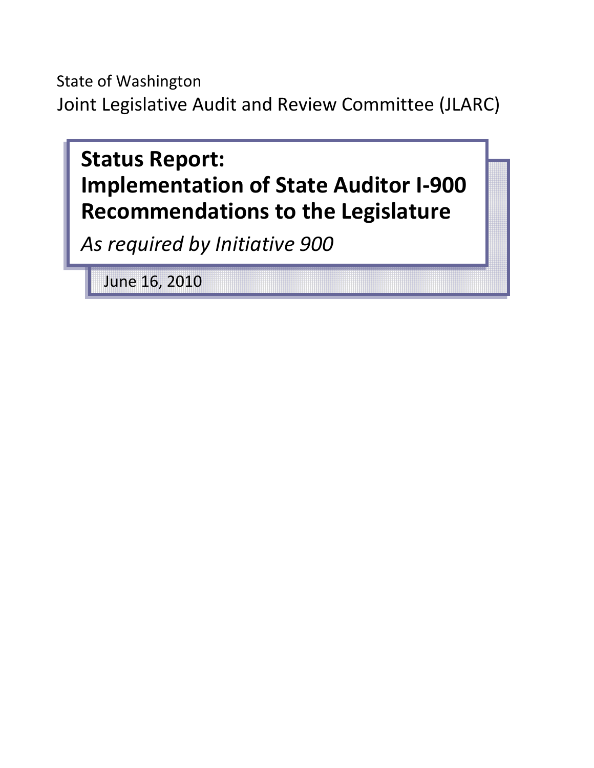State of Washington

Joint Legislative Audit and Review Committee (JLARC)

# Status Report: Implementation of State Auditor I-900 Recommendations to the Legislature

*As required by Initiative 900*

June 16, 2010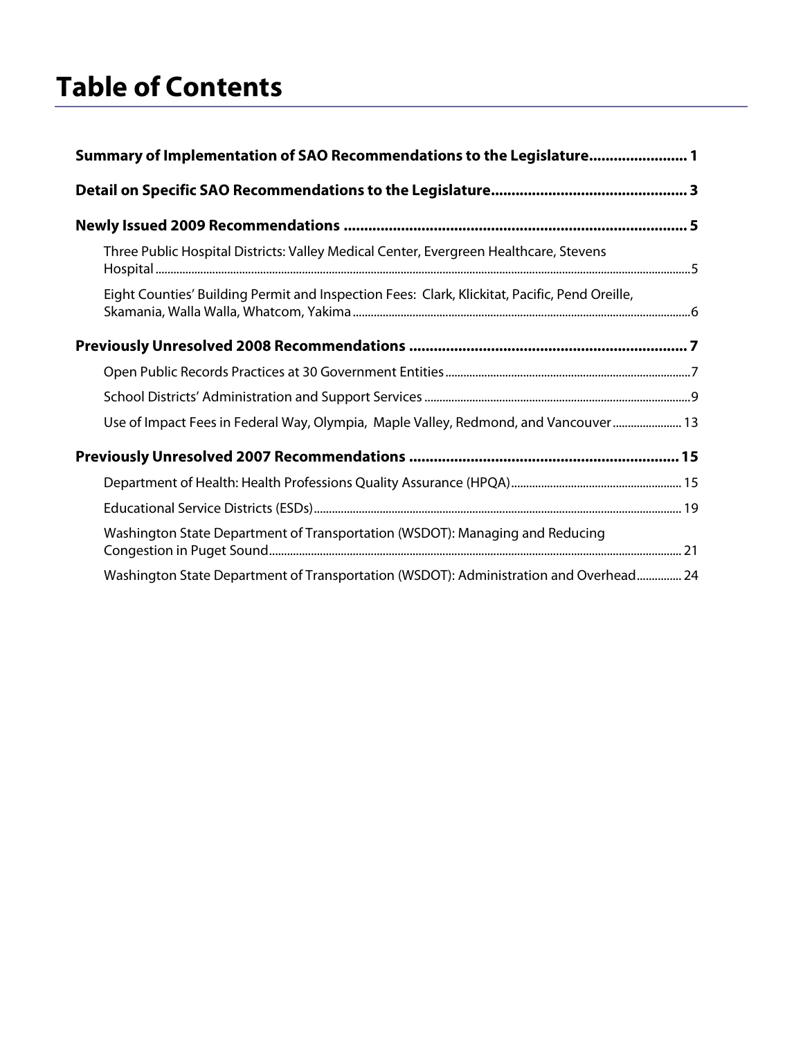# Table of Contents

**Summary of Implementation of SAO Recommendations to the Legislature........................ 1**

**Detail on Specific SAO Recommendations to the Legislature............................................... 3**

**Newly Issued 2009 Recommendations .................................................................................. 5**

- Three Public Hospital Districts: Valley Medical Center, Evergreen Healthcare, Stevens Hospital ..........................................................................................................................................5
- Eight Counties' Building Permit and Inspection Fees: Clark, Klickitat, Pacific, Pend Oreille, Skamania, Walla Walla, Whatcom, Yakima ...................................................................................6

**Previously Unresolved 2008 Recommendations .................................................................... 7**

- Open Public Records Practices at 30 Government Entities ..........................................................7
- School Districts' Administration and Support Services ...............................................................9
- Use of Impact Fees in Federal Way, Olympia, Maple Valley, Redmond, and Vancouver ...................... 13

**Previously Unresolved 2007 Recommendations .................................................................. 15**

- Department of Health: Health Professions Quality Assurance (HPQA) ........................................ 15
- Educational Service Districts (ESDs) ........................................................................................ 19
- Washington State Department of Transportation (WSDOT): Managing and Reducing Congestion in Puget Sound .......................................................................................................... 21
- Washington State Department of Transportation (WSDOT): Administration and Overhead............... 24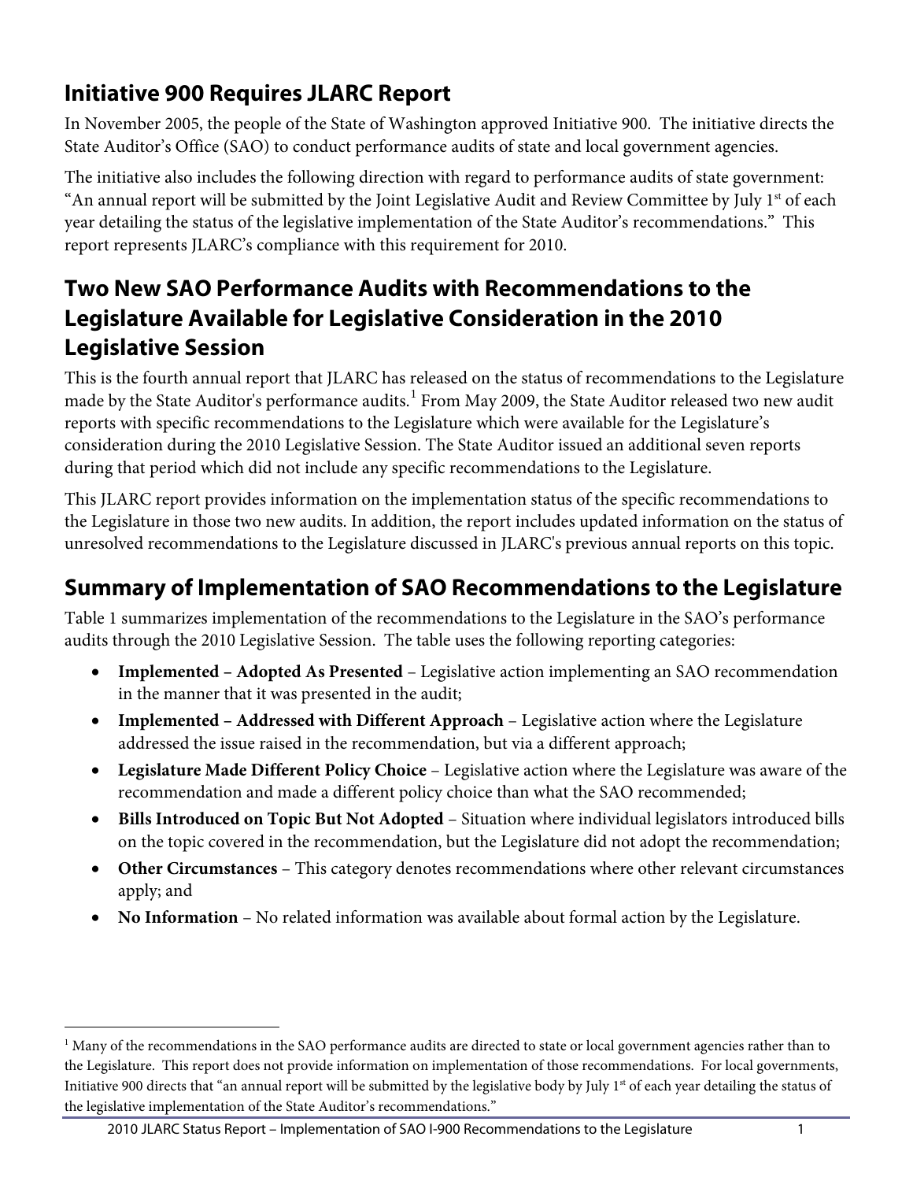## Initiative 900 Requires JLARC Report

In November 2005, the people of the State of Washington approved Initiative 900. The initiative directs the State Auditor's Office (SAO) to conduct performance audits of state and local government agencies.

The initiative also includes the following direction with regard to performance audits of state government: "An annual report will be submitted by the Joint Legislative Audit and Review Committee by July 1st of each year detailing the status of the legislative implementation of the State Auditor's recommendations." This report represents JLARC's compliance with this requirement for 2010.

## Two New SAO Performance Audits with Recommendations to the Legislature Available for Legislative Consideration in the 2010 Legislative Session

This is the fourth annual report that JLARC has released on the status of recommendations to the Legislature made by the State Auditor's performance audits.[1] From May 2009, the State Auditor released two new audit reports with specific recommendations to the Legislature which were available for the Legislature's consideration during the 2010 Legislative Session. The State Auditor issued an additional seven reports during that period which did not include any specific recommendations to the Legislature.

This JLARC report provides information on the implementation status of the specific recommendations to the Legislature in those two new audits. In addition, the report includes updated information on the status of unresolved recommendations to the Legislature discussed in JLARC's previous annual reports on this topic.

## Summary of Implementation of SAO Recommendations to the Legislature

Table 1 summarizes implementation of the recommendations to the Legislature in the SAO's performance audits through the 2010 Legislative Session. The table uses the following reporting categories:

- **Implemented – Adopted As Presented** – Legislative action implementing an SAO recommendation in the manner that it was presented in the audit;
- **Implemented – Addressed with Different Approach** – Legislative action where the Legislature addressed the issue raised in the recommendation, but via a different approach;
- **Legislature Made Different Policy Choice** – Legislative action where the Legislature was aware of the recommendation and made a different policy choice than what the SAO recommended;
- **Bills Introduced on Topic But Not Adopted** – Situation where individual legislators introduced bills on the topic covered in the recommendation, but the Legislature did not adopt the recommendation;
- **Other Circumstances** – This category denotes recommendations where other relevant circumstances apply; and
- **No Information** – No related information was available about formal action by the Legislature.

[1] Many of the recommendations in the SAO performance audits are directed to state or local government agencies rather than to the Legislature. This report does not provide information on implementation of those recommendations. For local governments, Initiative 900 directs that "an annual report will be submitted by the legislative body by July 1st of each year detailing the status of the legislative implementation of the State Auditor's recommendations."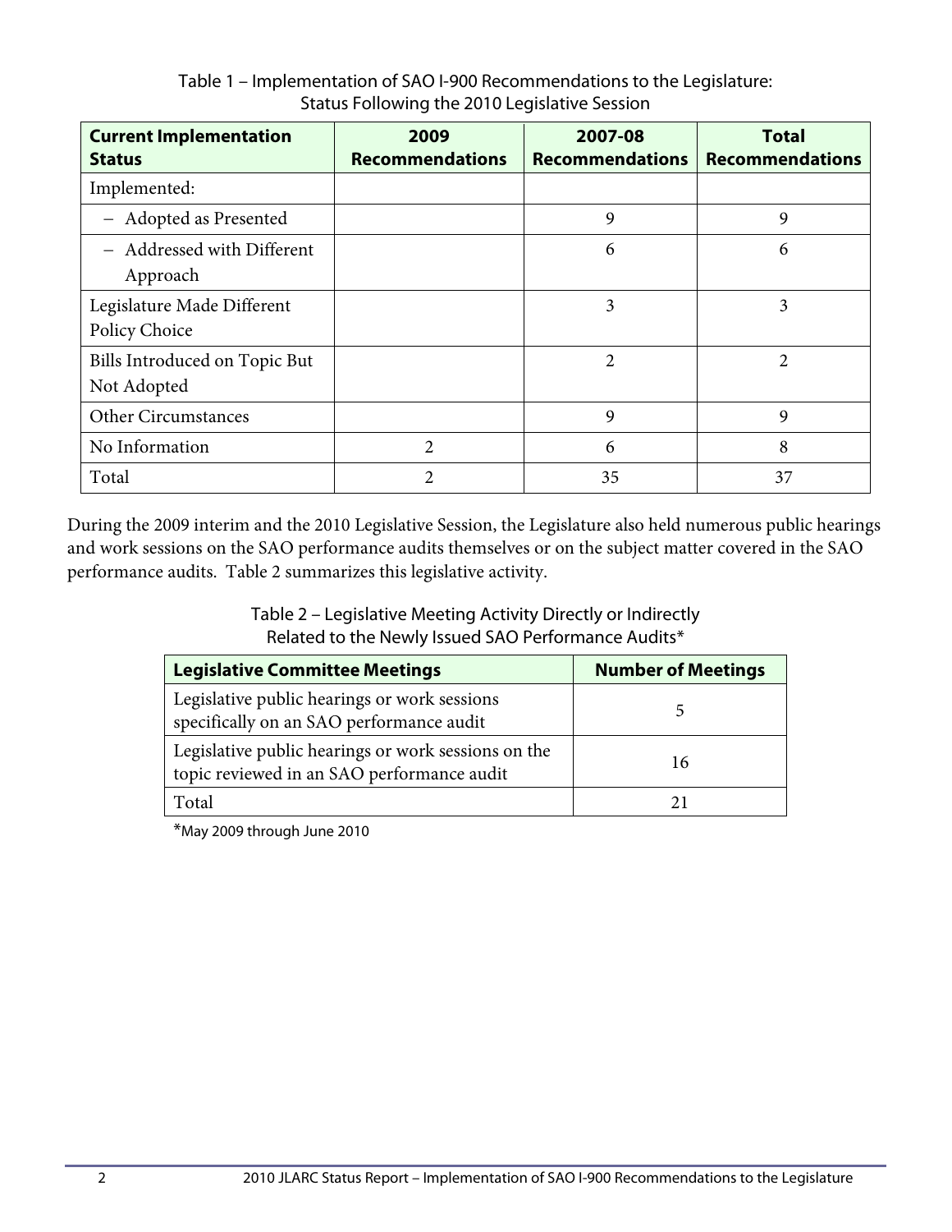Table 1 – Implementation of SAO I-900 Recommendations to the Legislature: Status Following the 2010 Legislative Session

| Current Implementation Status | 2009 Recommendations | 2007-08 Recommendations | Total Recommendations |
|---|---|---|---|
| Implemented: | | | |
| – Adopted as Presented | | 9 | 9 |
| – Addressed with Different Approach | | 6 | 6 |
| Legislature Made Different Policy Choice | | 3 | 3 |
| Bills Introduced on Topic But Not Adopted | | 2 | 2 |
| Other Circumstances | | 9 | 9 |
| No Information | 2 | 6 | 8 |
| Total | 2 | 35 | 37 |

During the 2009 interim and the 2010 Legislative Session, the Legislature also held numerous public hearings and work sessions on the SAO performance audits themselves or on the subject matter covered in the SAO performance audits. Table 2 summarizes this legislative activity.

Table 2 – Legislative Meeting Activity Directly or Indirectly Related to the Newly Issued SAO Performance Audits*

| Legislative Committee Meetings | Number of Meetings |
|---|---|
| Legislative public hearings or work sessions specifically on an SAO performance audit | 5 |
| Legislative public hearings or work sessions on the topic reviewed in an SAO performance audit | 16 |
| Total | 21 |

*May 2009 through June 2010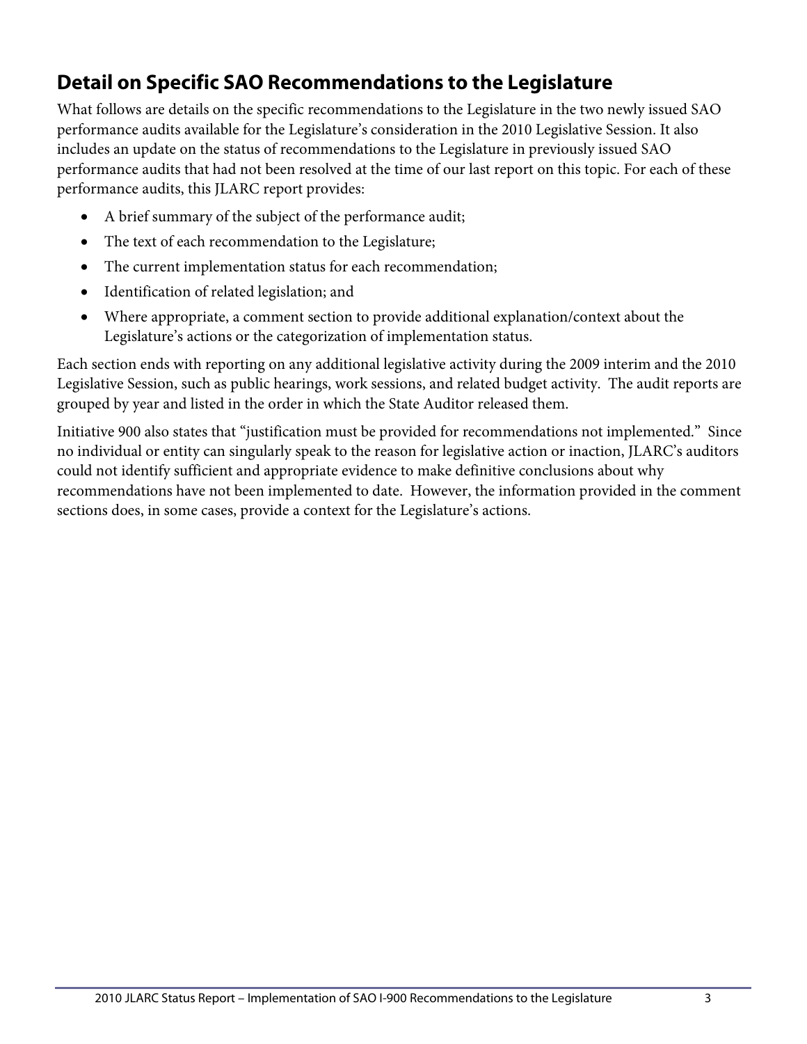## Detail on Specific SAO Recommendations to the Legislature

What follows are details on the specific recommendations to the Legislature in the two newly issued SAO performance audits available for the Legislature's consideration in the 2010 Legislative Session. It also includes an update on the status of recommendations to the Legislature in previously issued SAO performance audits that had not been resolved at the time of our last report on this topic. For each of these performance audits, this JLARC report provides:

- A brief summary of the subject of the performance audit;
- The text of each recommendation to the Legislature;
- The current implementation status for each recommendation;
- Identification of related legislation; and
- Where appropriate, a comment section to provide additional explanation/context about the Legislature's actions or the categorization of implementation status.

Each section ends with reporting on any additional legislative activity during the 2009 interim and the 2010 Legislative Session, such as public hearings, work sessions, and related budget activity. The audit reports are grouped by year and listed in the order in which the State Auditor released them.

Initiative 900 also states that "justification must be provided for recommendations not implemented." Since no individual or entity can singularly speak to the reason for legislative action or inaction, JLARC's auditors could not identify sufficient and appropriate evidence to make definitive conclusions about why recommendations have not been implemented to date. However, the information provided in the comment sections does, in some cases, provide a context for the Legislature's actions.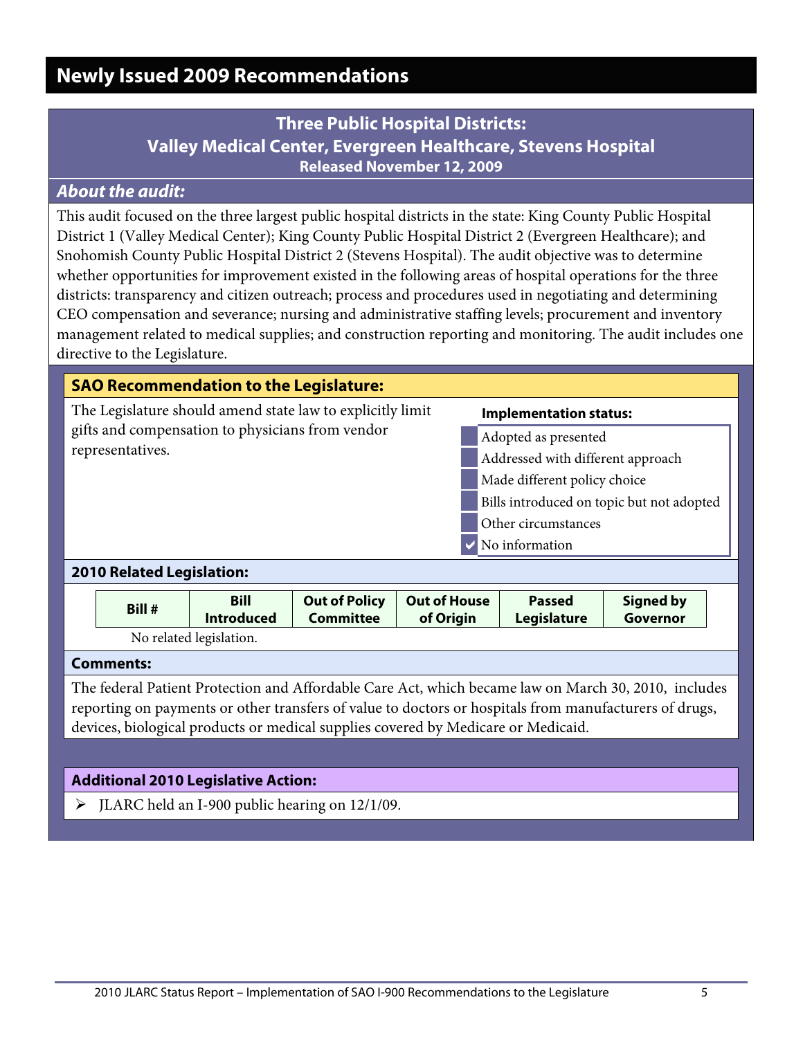# Newly Issued 2009 Recommendations

## Three Public Hospital Districts: Valley Medical Center, Evergreen Healthcare, Stevens Hospital

**Released November 12, 2009**

### *About the audit:*

This audit focused on the three largest public hospital districts in the state: King County Public Hospital District 1 (Valley Medical Center); King County Public Hospital District 2 (Evergreen Healthcare); and Snohomish County Public Hospital District 2 (Stevens Hospital). The audit objective was to determine whether opportunities for improvement existed in the following areas of hospital operations for the three districts: transparency and citizen outreach; process and procedures used in negotiating and determining CEO compensation and severance; nursing and administrative staffing levels; procurement and inventory management related to medical supplies; and construction reporting and monitoring. The audit includes one directive to the Legislature.

### SAO Recommendation to the Legislature:

The Legislature should amend state law to explicitly limit gifts and compensation to physicians from vendor representatives.

**Implementation status:**

- ☐ Adopted as presented
- ☐ Addressed with different approach
- ☐ Made different policy choice
- ☐ Bills introduced on topic but not adopted
- ☐ Other circumstances
- ☑ No information

### 2010 Related Legislation:

| Bill # | Bill Introduced | Out of Policy Committee | Out of House of Origin | Passed Legislature | Signed by Governor |
|---|---|---|---|---|---|

No related legislation.

### Comments:

The federal Patient Protection and Affordable Care Act, which became law on March 30, 2010, includes reporting on payments or other transfers of value to doctors or hospitals from manufacturers of drugs, devices, biological products or medical supplies covered by Medicare or Medicaid.

### Additional 2010 Legislative Action:

- JLARC held an I-900 public hearing on 12/1/09.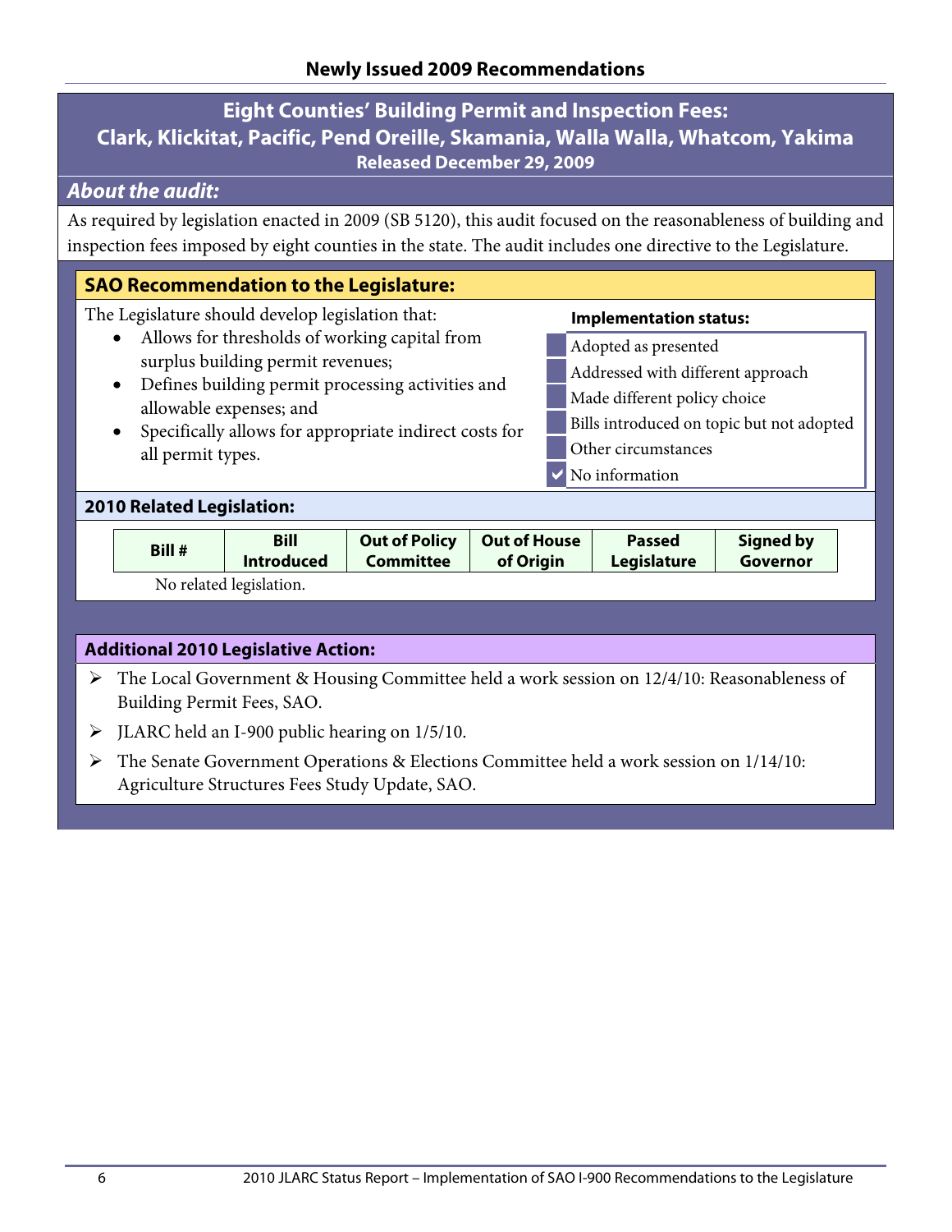## Newly Issued 2009 Recommendations

## Eight Counties' Building Permit and Inspection Fees: Clark, Klickitat, Pacific, Pend Oreille, Skamania, Walla Walla, Whatcom, Yakima

**Released December 29, 2009**

### *About the audit:*

As required by legislation enacted in 2009 (SB 5120), this audit focused on the reasonableness of building and inspection fees imposed by eight counties in the state. The audit includes one directive to the Legislature.

### SAO Recommendation to the Legislature:

The Legislature should develop legislation that:

- Allows for thresholds of working capital from surplus building permit revenues;
- Defines building permit processing activities and allowable expenses; and
- Specifically allows for appropriate indirect costs for all permit types.

**Implementation status:**

- [ ] Adopted as presented
- [ ] Addressed with different approach
- [ ] Made different policy choice
- [ ] Bills introduced on topic but not adopted
- [ ] Other circumstances
- [x] No information

### 2010 Related Legislation:

| Bill # | Bill Introduced | Out of Policy Committee | Out of House of Origin | Passed Legislature | Signed by Governor |
|---|---|---|---|---|---|

No related legislation.

### Additional 2010 Legislative Action:

- The Local Government & Housing Committee held a work session on 12/4/10: Reasonableness of Building Permit Fees, SAO.
- JLARC held an I-900 public hearing on 1/5/10.
- The Senate Government Operations & Elections Committee held a work session on 1/14/10: Agriculture Structures Fees Study Update, SAO.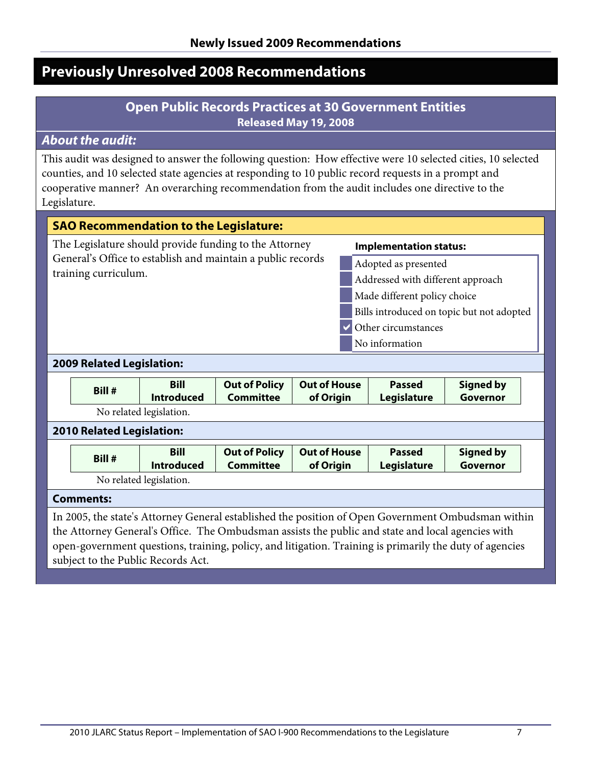## Previously Unresolved 2008 Recommendations

### Open Public Records Practices at 30 Government Entities
**Released May 19, 2008**

***About the audit:***

This audit was designed to answer the following question: How effective were 10 selected cities, 10 selected counties, and 10 selected state agencies at responding to 10 public record requests in a prompt and cooperative manner? An overarching recommendation from the audit includes one directive to the Legislature.

**SAO Recommendation to the Legislature:**

The Legislature should provide funding to the Attorney General's Office to establish and maintain a public records training curriculum.

**Implementation status:**

- [ ] Adopted as presented
- [ ] Addressed with different approach
- [ ] Made different policy choice
- [ ] Bills introduced on topic but not adopted
- [x] Other circumstances
- [ ] No information

**2009 Related Legislation:**

| Bill # | Bill Introduced | Out of Policy Committee | Out of House of Origin | Passed Legislature | Signed by Governor |
|---|---|---|---|---|---|

No related legislation.

**2010 Related Legislation:**

| Bill # | Bill Introduced | Out of Policy Committee | Out of House of Origin | Passed Legislature | Signed by Governor |
|---|---|---|---|---|---|

No related legislation.

**Comments:**

In 2005, the state's Attorney General established the position of Open Government Ombudsman within the Attorney General's Office. The Ombudsman assists the public and state and local agencies with open-government questions, training, policy, and litigation. Training is primarily the duty of agencies subject to the Public Records Act.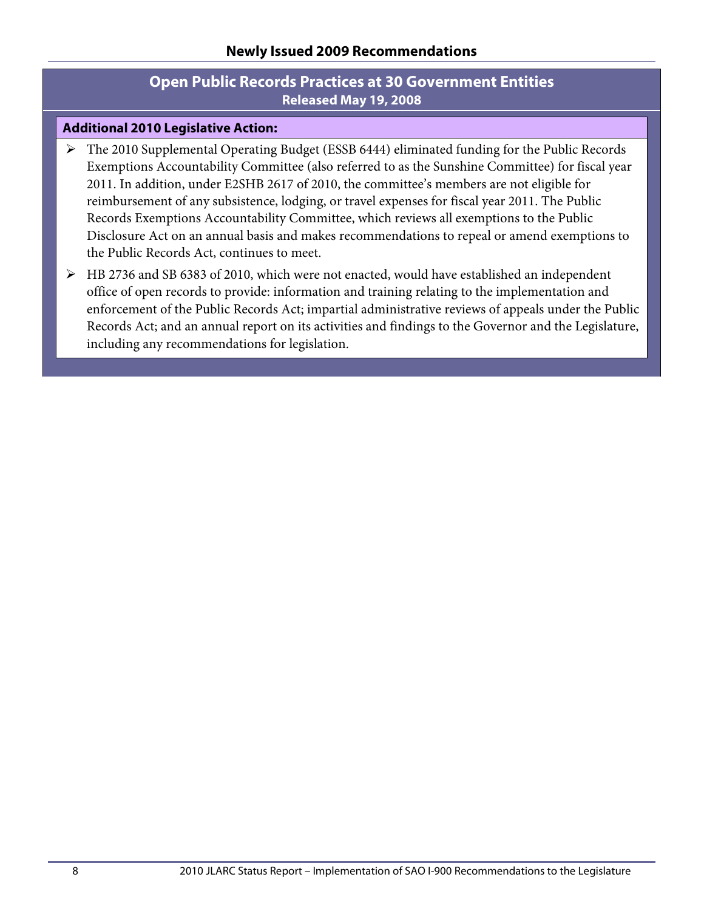## Newly Issued 2009 Recommendations

### Open Public Records Practices at 30 Government Entities
**Released May 19, 2008**

**Additional 2010 Legislative Action:**

- The 2010 Supplemental Operating Budget (ESSB 6444) eliminated funding for the Public Records Exemptions Accountability Committee (also referred to as the Sunshine Committee) for fiscal year 2011. In addition, under E2SHB 2617 of 2010, the committee's members are not eligible for reimbursement of any subsistence, lodging, or travel expenses for fiscal year 2011. The Public Records Exemptions Accountability Committee, which reviews all exemptions to the Public Disclosure Act on an annual basis and makes recommendations to repeal or amend exemptions to the Public Records Act, continues to meet.
- HB 2736 and SB 6383 of 2010, which were not enacted, would have established an independent office of open records to provide: information and training relating to the implementation and enforcement of the Public Records Act; impartial administrative reviews of appeals under the Public Records Act; and an annual report on its activities and findings to the Governor and the Legislature, including any recommendations for legislation.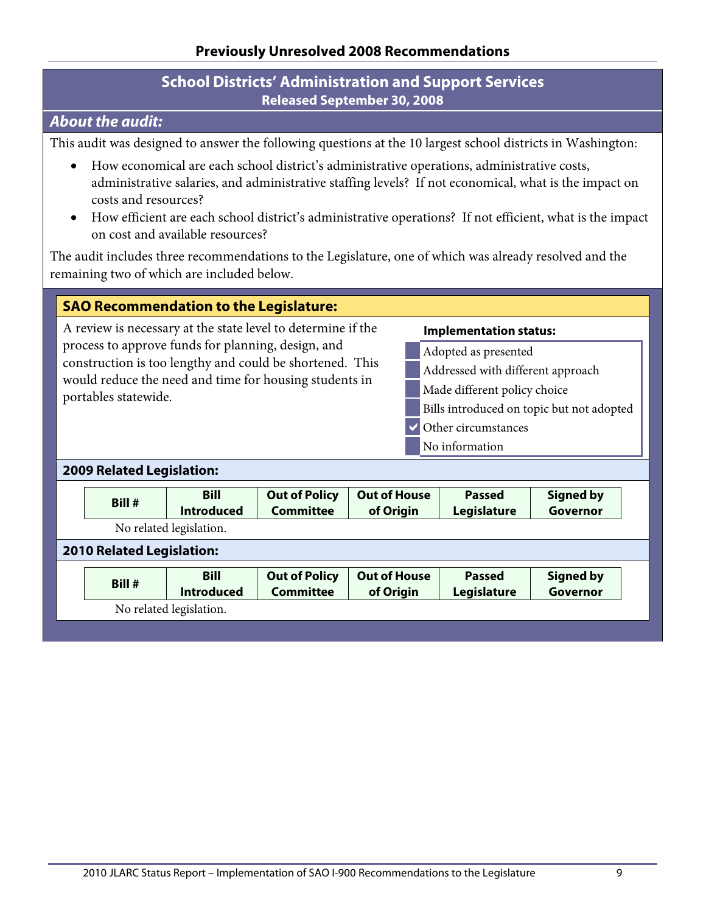## Previously Unresolved 2008 Recommendations

### School Districts' Administration and Support Services
**Released September 30, 2008**

### *About the audit:*

This audit was designed to answer the following questions at the 10 largest school districts in Washington:

- How economical are each school district's administrative operations, administrative costs, administrative salaries, and administrative staffing levels? If not economical, what is the impact on costs and resources?
- How efficient are each school district's administrative operations? If not efficient, what is the impact on cost and available resources?

The audit includes three recommendations to the Legislature, one of which was already resolved and the remaining two of which are included below.

### SAO Recommendation to the Legislature:

A review is necessary at the state level to determine if the process to approve funds for planning, design, and construction is too lengthy and could be shortened. This would reduce the need and time for housing students in portables statewide.

**Implementation status:**

- [ ] Adopted as presented
- [ ] Addressed with different approach
- [ ] Made different policy choice
- [ ] Bills introduced on topic but not adopted
- [x] Other circumstances
- [ ] No information

### 2009 Related Legislation:

| Bill # | Bill Introduced | Out of Policy Committee | Out of House of Origin | Passed Legislature | Signed by Governor |
|---|---|---|---|---|---|

No related legislation.

### 2010 Related Legislation:

| Bill # | Bill Introduced | Out of Policy Committee | Out of House of Origin | Passed Legislature | Signed by Governor |
|---|---|---|---|---|---|

No related legislation.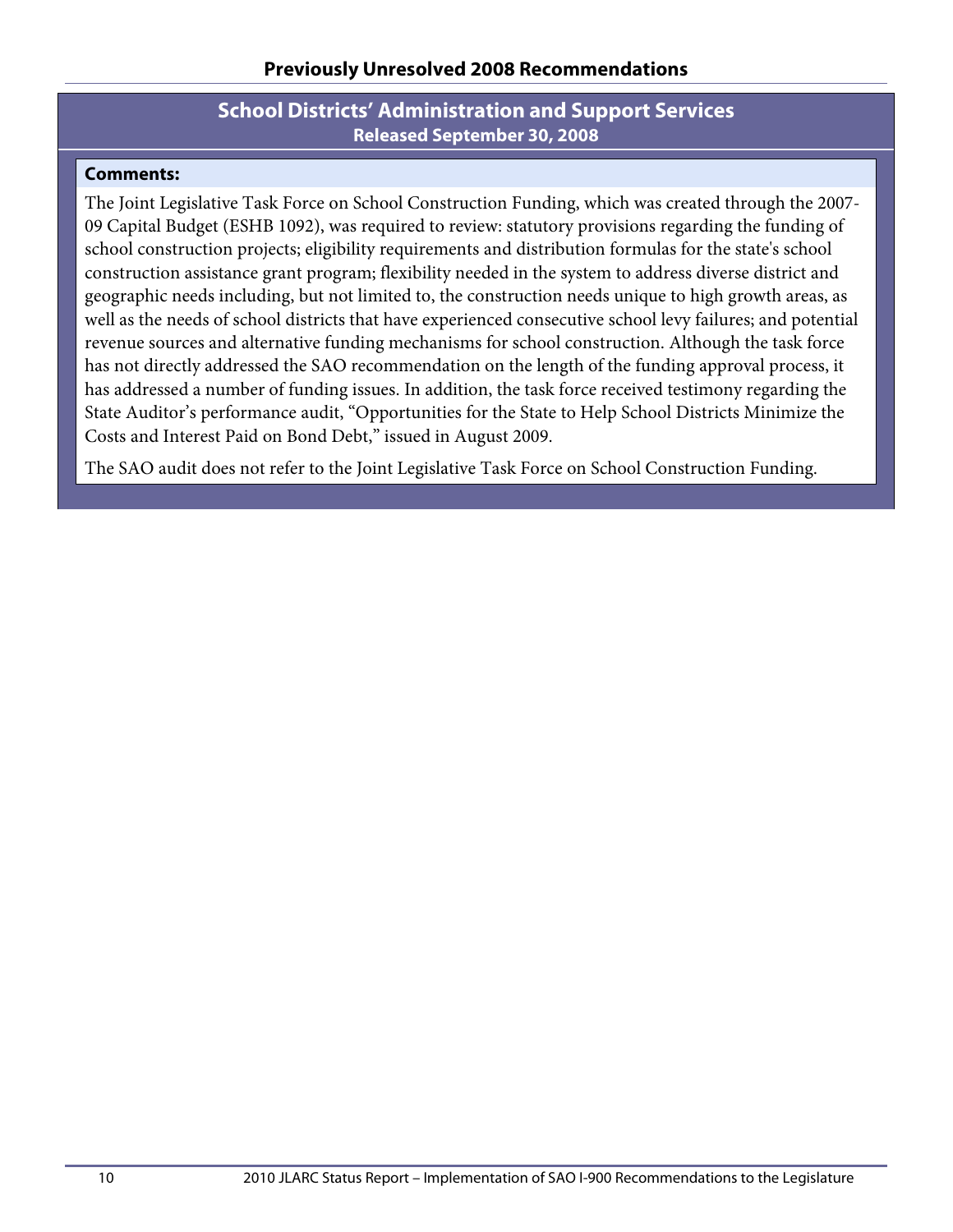## Previously Unresolved 2008 Recommendations

### School Districts' Administration and Support Services
**Released September 30, 2008**

**Comments:**

The Joint Legislative Task Force on School Construction Funding, which was created through the 2007-09 Capital Budget (ESHB 1092), was required to review: statutory provisions regarding the funding of school construction projects; eligibility requirements and distribution formulas for the state's school construction assistance grant program; flexibility needed in the system to address diverse district and geographic needs including, but not limited to, the construction needs unique to high growth areas, as well as the needs of school districts that have experienced consecutive school levy failures; and potential revenue sources and alternative funding mechanisms for school construction. Although the task force has not directly addressed the SAO recommendation on the length of the funding approval process, it has addressed a number of funding issues. In addition, the task force received testimony regarding the State Auditor's performance audit, "Opportunities for the State to Help School Districts Minimize the Costs and Interest Paid on Bond Debt," issued in August 2009.

The SAO audit does not refer to the Joint Legislative Task Force on School Construction Funding.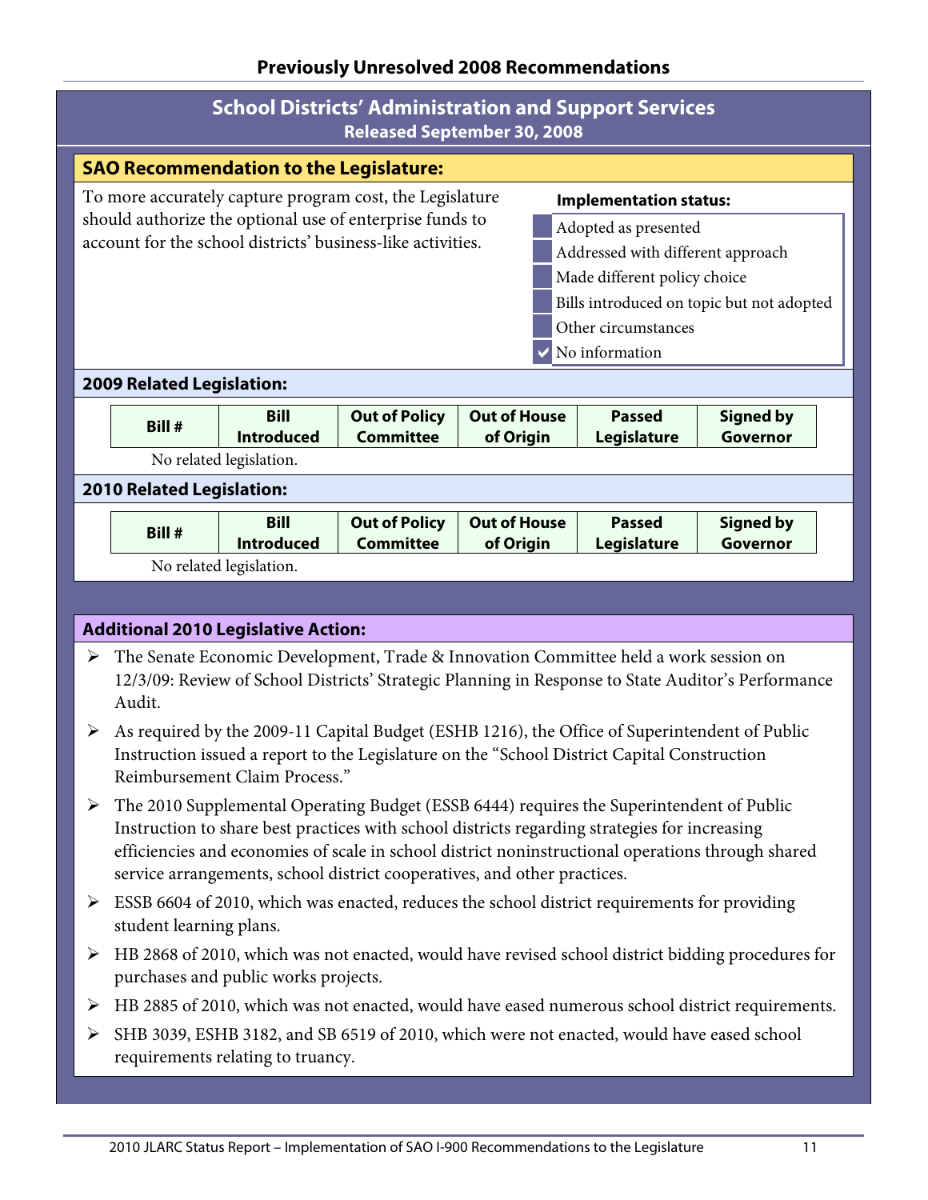## Previously Unresolved 2008 Recommendations

### School Districts' Administration and Support Services
**Released September 30, 2008**

#### SAO Recommendation to the Legislature:

To more accurately capture program cost, the Legislature should authorize the optional use of enterprise funds to account for the school districts' business-like activities.

**Implementation status:**

- [ ] Adopted as presented
- [ ] Addressed with different approach
- [ ] Made different policy choice
- [ ] Bills introduced on topic but not adopted
- [ ] Other circumstances
- [x] No information

#### 2009 Related Legislation:

| Bill # | Bill Introduced | Out of Policy Committee | Out of House of Origin | Passed Legislature | Signed by Governor |
|---|---|---|---|---|---|

No related legislation.

#### 2010 Related Legislation:

| Bill # | Bill Introduced | Out of Policy Committee | Out of House of Origin | Passed Legislature | Signed by Governor |
|---|---|---|---|---|---|

No related legislation.

#### Additional 2010 Legislative Action:

- The Senate Economic Development, Trade & Innovation Committee held a work session on 12/3/09: Review of School Districts' Strategic Planning in Response to State Auditor's Performance Audit.
- As required by the 2009-11 Capital Budget (ESHB 1216), the Office of Superintendent of Public Instruction issued a report to the Legislature on the "School District Capital Construction Reimbursement Claim Process."
- The 2010 Supplemental Operating Budget (ESSB 6444) requires the Superintendent of Public Instruction to share best practices with school districts regarding strategies for increasing efficiencies and economies of scale in school district noninstructional operations through shared service arrangements, school district cooperatives, and other practices.
- ESSB 6604 of 2010, which was enacted, reduces the school district requirements for providing student learning plans.
- HB 2868 of 2010, which was not enacted, would have revised school district bidding procedures for purchases and public works projects.
- HB 2885 of 2010, which was not enacted, would have eased numerous school district requirements.
- SHB 3039, ESHB 3182, and SB 6519 of 2010, which were not enacted, would have eased school requirements relating to truancy.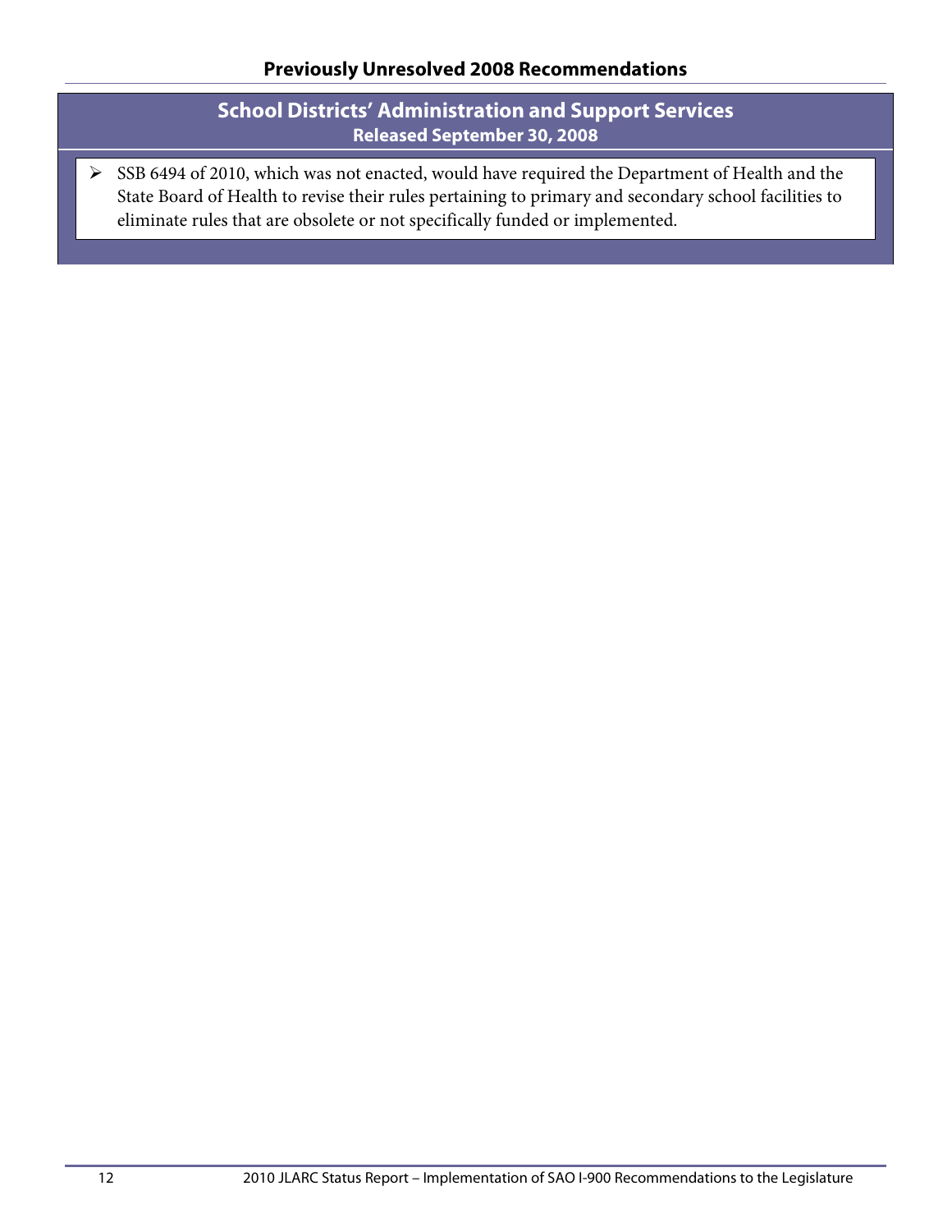## Previously Unresolved 2008 Recommendations

### School Districts' Administration and Support Services
**Released September 30, 2008**

- SSB 6494 of 2010, which was not enacted, would have required the Department of Health and the State Board of Health to revise their rules pertaining to primary and secondary school facilities to eliminate rules that are obsolete or not specifically funded or implemented.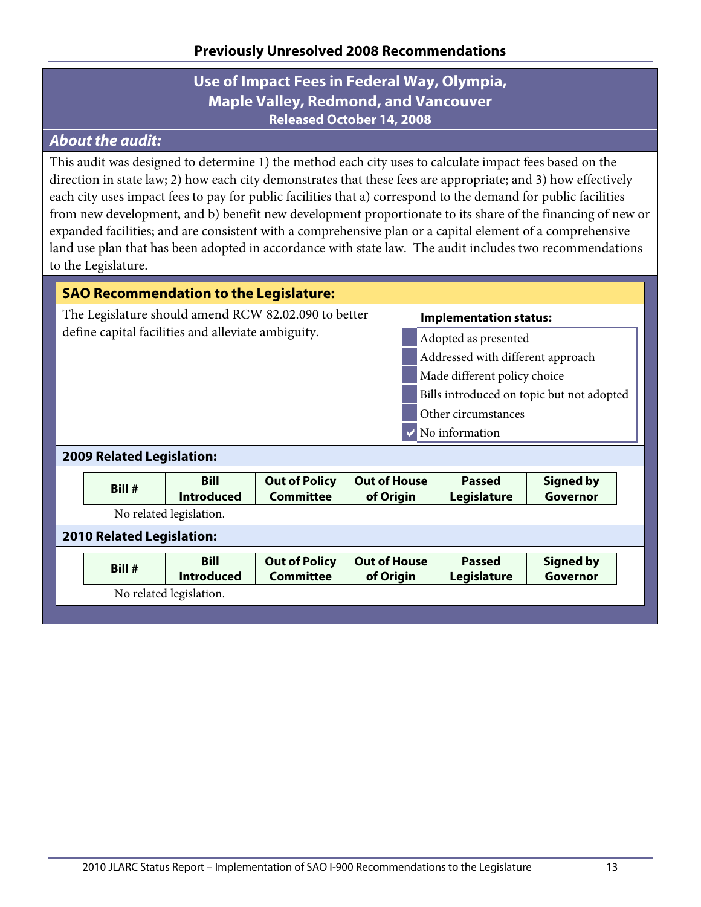## Previously Unresolved 2008 Recommendations

### Use of Impact Fees in Federal Way, Olympia, Maple Valley, Redmond, and Vancouver

**Released October 14, 2008**

#### *About the audit:*

This audit was designed to determine 1) the method each city uses to calculate impact fees based on the direction in state law; 2) how each city demonstrates that these fees are appropriate; and 3) how effectively each city uses impact fees to pay for public facilities that a) correspond to the demand for public facilities from new development, and b) benefit new development proportionate to its share of the financing of new or expanded facilities; and are consistent with a comprehensive plan or a capital element of a comprehensive land use plan that has been adopted in accordance with state law. The audit includes two recommendations to the Legislature.

#### SAO Recommendation to the Legislature:

The Legislature should amend RCW 82.02.090 to better define capital facilities and alleviate ambiguity.

**Implementation status:**

- [ ] Adopted as presented
- [ ] Addressed with different approach
- [ ] Made different policy choice
- [ ] Bills introduced on topic but not adopted
- [ ] Other circumstances
- [x] No information

#### 2009 Related Legislation:

| Bill # | Bill Introduced | Out of Policy Committee | Out of House of Origin | Passed Legislature | Signed by Governor |
|---|---|---|---|---|---|

No related legislation.

#### 2010 Related Legislation:

| Bill # | Bill Introduced | Out of Policy Committee | Out of House of Origin | Passed Legislature | Signed by Governor |
|---|---|---|---|---|---|

No related legislation.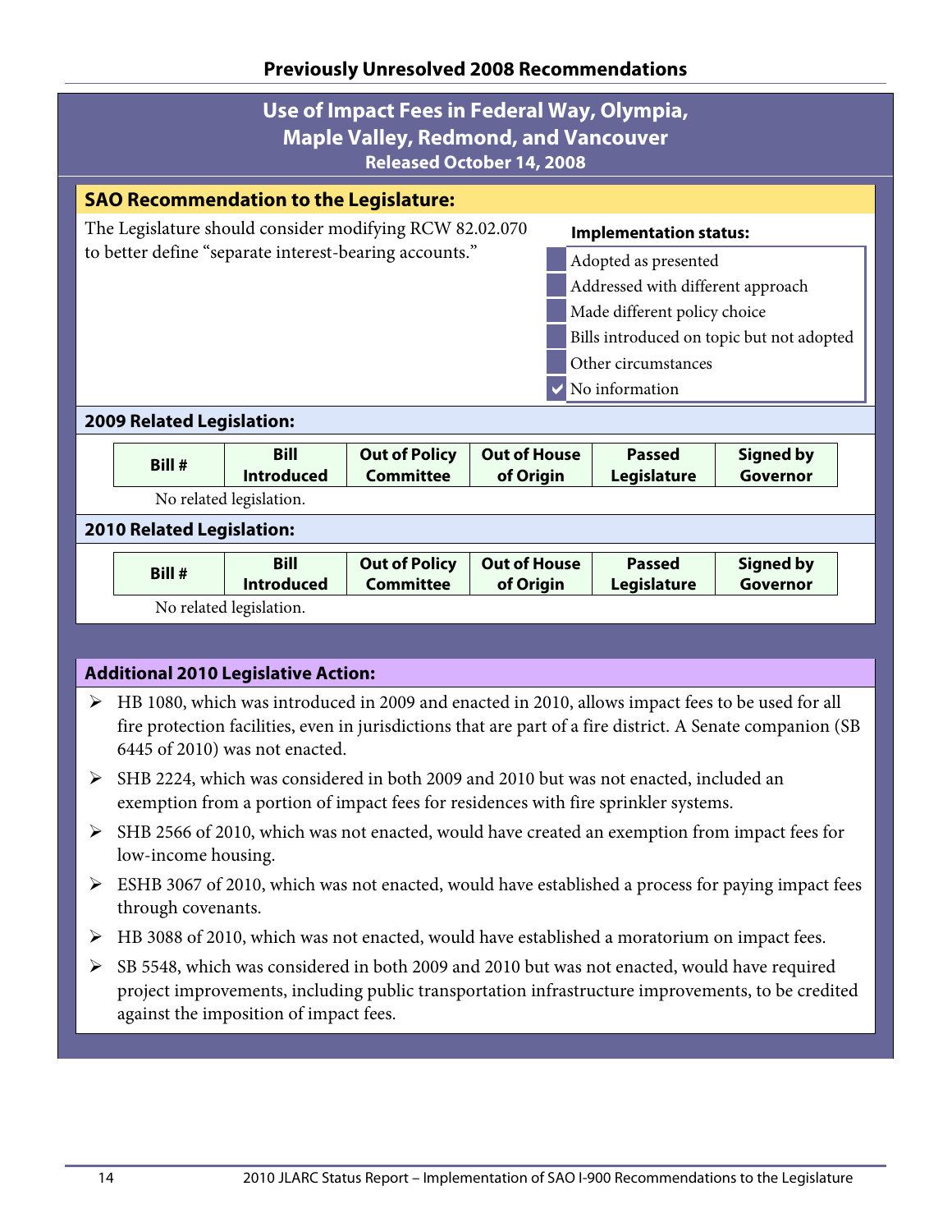## Previously Unresolved 2008 Recommendations

## Use of Impact Fees in Federal Way, Olympia, Maple Valley, Redmond, and Vancouver

**Released October 14, 2008**

### SAO Recommendation to the Legislature:

The Legislature should consider modifying RCW 82.02.070 to better define "separate interest-bearing accounts."

**Implementation status:**

- [ ] Adopted as presented
- [ ] Addressed with different approach
- [ ] Made different policy choice
- [ ] Bills introduced on topic but not adopted
- [ ] Other circumstances
- [x] No information

### 2009 Related Legislation:

| Bill # | Bill Introduced | Out of Policy Committee | Out of House of Origin | Passed Legislature | Signed by Governor |
|---|---|---|---|---|---|

No related legislation.

### 2010 Related Legislation:

| Bill # | Bill Introduced | Out of Policy Committee | Out of House of Origin | Passed Legislature | Signed by Governor |
|---|---|---|---|---|---|

No related legislation.

### Additional 2010 Legislative Action:

- HB 1080, which was introduced in 2009 and enacted in 2010, allows impact fees to be used for all fire protection facilities, even in jurisdictions that are part of a fire district. A Senate companion (SB 6445 of 2010) was not enacted.
- SHB 2224, which was considered in both 2009 and 2010 but was not enacted, included an exemption from a portion of impact fees for residences with fire sprinkler systems.
- SHB 2566 of 2010, which was not enacted, would have created an exemption from impact fees for low-income housing.
- ESHB 3067 of 2010, which was not enacted, would have established a process for paying impact fees through covenants.
- HB 3088 of 2010, which was not enacted, would have established a moratorium on impact fees.
- SB 5548, which was considered in both 2009 and 2010 but was not enacted, would have required project improvements, including public transportation infrastructure improvements, to be credited against the imposition of impact fees.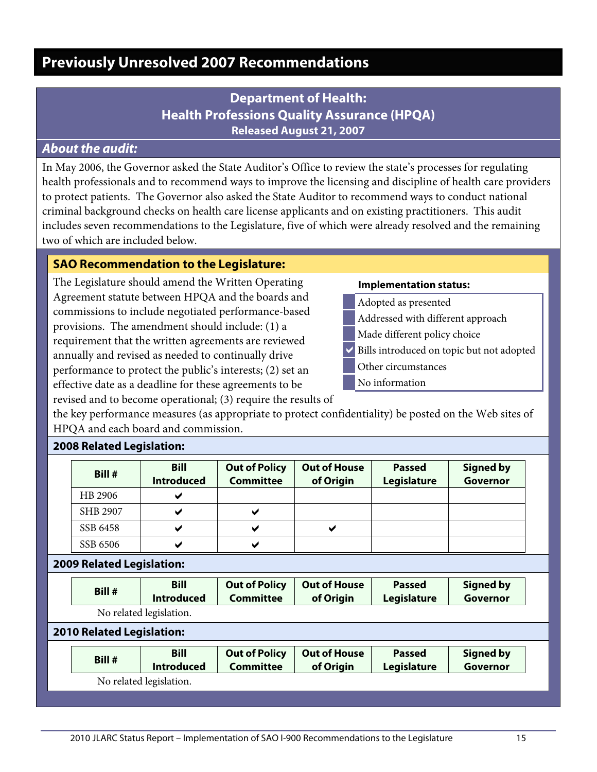# Previously Unresolved 2007 Recommendations

## Department of Health: Health Professions Quality Assurance (HPQA)

**Released August 21, 2007**

### *About the audit:*

In May 2006, the Governor asked the State Auditor's Office to review the state's processes for regulating health professionals and to recommend ways to improve the licensing and discipline of health care providers to protect patients. The Governor also asked the State Auditor to recommend ways to conduct national criminal background checks on health care license applicants and on existing practitioners. This audit includes seven recommendations to the Legislature, five of which were already resolved and the remaining two of which are included below.

### SAO Recommendation to the Legislature:

The Legislature should amend the Written Operating Agreement statute between HPQA and the boards and commissions to include negotiated performance-based provisions. The amendment should include: (1) a requirement that the written agreements are reviewed annually and revised as needed to continually drive performance to protect the public's interests; (2) set an effective date as a deadline for these agreements to be revised and to become operational; (3) require the results of the key performance measures (as appropriate to protect confidentiality) be posted on the Web sites of HPQA and each board and commission.

**Implementation status:**

- [ ] Adopted as presented
- [ ] Addressed with different approach
- [ ] Made different policy choice
- [x] Bills introduced on topic but not adopted
- [ ] Other circumstances
- [ ] No information

### 2008 Related Legislation:

| Bill # | Bill Introduced | Out of Policy Committee | Out of House of Origin | Passed Legislature | Signed by Governor |
|---|---|---|---|---|---|
| HB 2906 | ✔ | | | | |
| SHB 2907 | ✔ | ✔ | | | |
| SSB 6458 | ✔ | ✔ | ✔ | | |
| SSB 6506 | ✔ | ✔ | | | |

### 2009 Related Legislation:

| Bill # | Bill Introduced | Out of Policy Committee | Out of House of Origin | Passed Legislature | Signed by Governor |
|---|---|---|---|---|---|

No related legislation.

### 2010 Related Legislation:

| Bill # | Bill Introduced | Out of Policy Committee | Out of House of Origin | Passed Legislature | Signed by Governor |
|---|---|---|---|---|---|

No related legislation.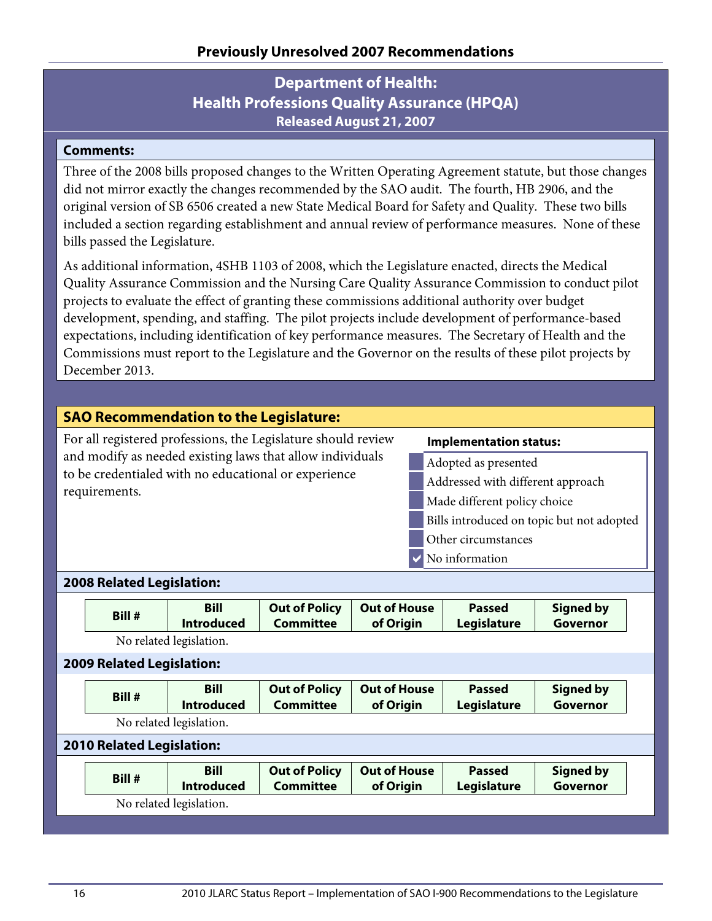## Previously Unresolved 2007 Recommendations

### Department of Health: Health Professions Quality Assurance (HPQA)

**Released August 21, 2007**

**Comments:**

Three of the 2008 bills proposed changes to the Written Operating Agreement statute, but those changes did not mirror exactly the changes recommended by the SAO audit. The fourth, HB 2906, and the original version of SB 6506 created a new State Medical Board for Safety and Quality. These two bills included a section regarding establishment and annual review of performance measures. None of these bills passed the Legislature.

As additional information, 4SHB 1103 of 2008, which the Legislature enacted, directs the Medical Quality Assurance Commission and the Nursing Care Quality Assurance Commission to conduct pilot projects to evaluate the effect of granting these commissions additional authority over budget development, spending, and staffing. The pilot projects include development of performance-based expectations, including identification of key performance measures. The Secretary of Health and the Commissions must report to the Legislature and the Governor on the results of these pilot projects by December 2013.

**SAO Recommendation to the Legislature:**

For all registered professions, the Legislature should review and modify as needed existing laws that allow individuals to be credentialed with no educational or experience requirements.

**Implementation status:**

- [ ] Adopted as presented
- [ ] Addressed with different approach
- [ ] Made different policy choice
- [ ] Bills introduced on topic but not adopted
- [ ] Other circumstances
- [x] No information

**2008 Related Legislation:**

| Bill # | Bill Introduced | Out of Policy Committee | Out of House of Origin | Passed Legislature | Signed by Governor |
|---|---|---|---|---|---|

No related legislation.

**2009 Related Legislation:**

| Bill # | Bill Introduced | Out of Policy Committee | Out of House of Origin | Passed Legislature | Signed by Governor |
|---|---|---|---|---|---|

No related legislation.

**2010 Related Legislation:**

| Bill # | Bill Introduced | Out of Policy Committee | Out of House of Origin | Passed Legislature | Signed by Governor |
|---|---|---|---|---|---|

No related legislation.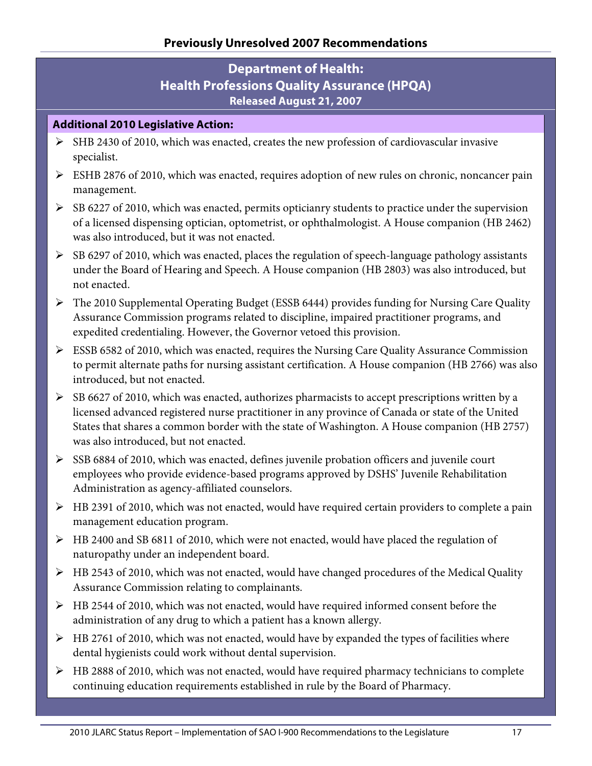## Previously Unresolved 2007 Recommendations

### Department of Health: Health Professions Quality Assurance (HPQA)

**Released August 21, 2007**

**Additional 2010 Legislative Action:**

- SHB 2430 of 2010, which was enacted, creates the new profession of cardiovascular invasive specialist.
- ESHB 2876 of 2010, which was enacted, requires adoption of new rules on chronic, noncancer pain management.
- SB 6227 of 2010, which was enacted, permits opticianry students to practice under the supervision of a licensed dispensing optician, optometrist, or ophthalmologist. A House companion (HB 2462) was also introduced, but it was not enacted.
- SB 6297 of 2010, which was enacted, places the regulation of speech-language pathology assistants under the Board of Hearing and Speech. A House companion (HB 2803) was also introduced, but not enacted.
- The 2010 Supplemental Operating Budget (ESSB 6444) provides funding for Nursing Care Quality Assurance Commission programs related to discipline, impaired practitioner programs, and expedited credentialing. However, the Governor vetoed this provision.
- ESSB 6582 of 2010, which was enacted, requires the Nursing Care Quality Assurance Commission to permit alternate paths for nursing assistant certification. A House companion (HB 2766) was also introduced, but not enacted.
- SB 6627 of 2010, which was enacted, authorizes pharmacists to accept prescriptions written by a licensed advanced registered nurse practitioner in any province of Canada or state of the United States that shares a common border with the state of Washington. A House companion (HB 2757) was also introduced, but not enacted.
- SSB 6884 of 2010, which was enacted, defines juvenile probation officers and juvenile court employees who provide evidence-based programs approved by DSHS' Juvenile Rehabilitation Administration as agency-affiliated counselors.
- HB 2391 of 2010, which was not enacted, would have required certain providers to complete a pain management education program.
- HB 2400 and SB 6811 of 2010, which were not enacted, would have placed the regulation of naturopathy under an independent board.
- HB 2543 of 2010, which was not enacted, would have changed procedures of the Medical Quality Assurance Commission relating to complainants.
- HB 2544 of 2010, which was not enacted, would have required informed consent before the administration of any drug to which a patient has a known allergy.
- HB 2761 of 2010, which was not enacted, would have by expanded the types of facilities where dental hygienists could work without dental supervision.
- HB 2888 of 2010, which was not enacted, would have required pharmacy technicians to complete continuing education requirements established in rule by the Board of Pharmacy.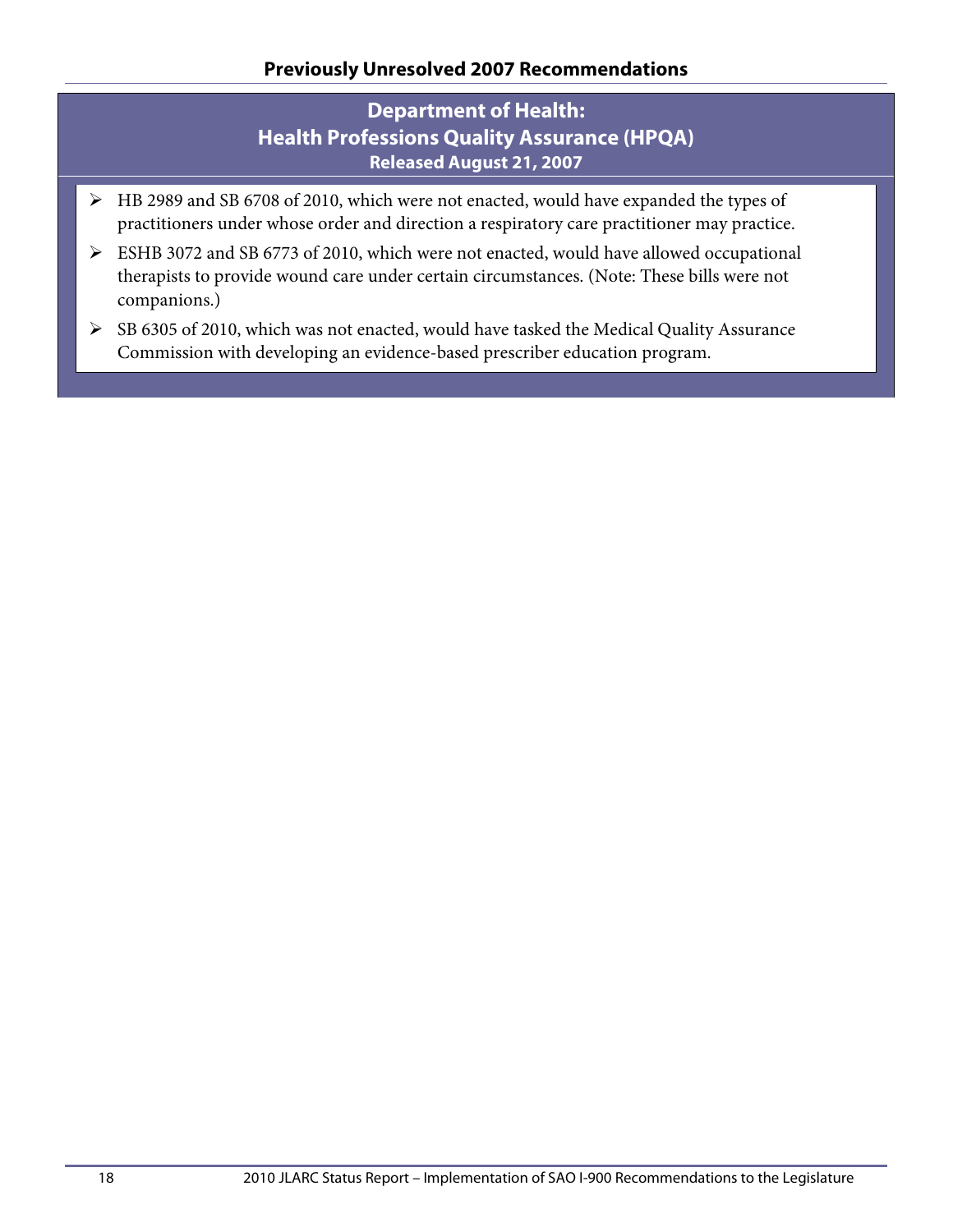## Previously Unresolved 2007 Recommendations

### Department of Health: Health Professions Quality Assurance (HPQA)

**Released August 21, 2007**

- HB 2989 and SB 6708 of 2010, which were not enacted, would have expanded the types of practitioners under whose order and direction a respiratory care practitioner may practice.
- ESHB 3072 and SB 6773 of 2010, which were not enacted, would have allowed occupational therapists to provide wound care under certain circumstances. (Note: These bills were not companions.)
- SB 6305 of 2010, which was not enacted, would have tasked the Medical Quality Assurance Commission with developing an evidence-based prescriber education program.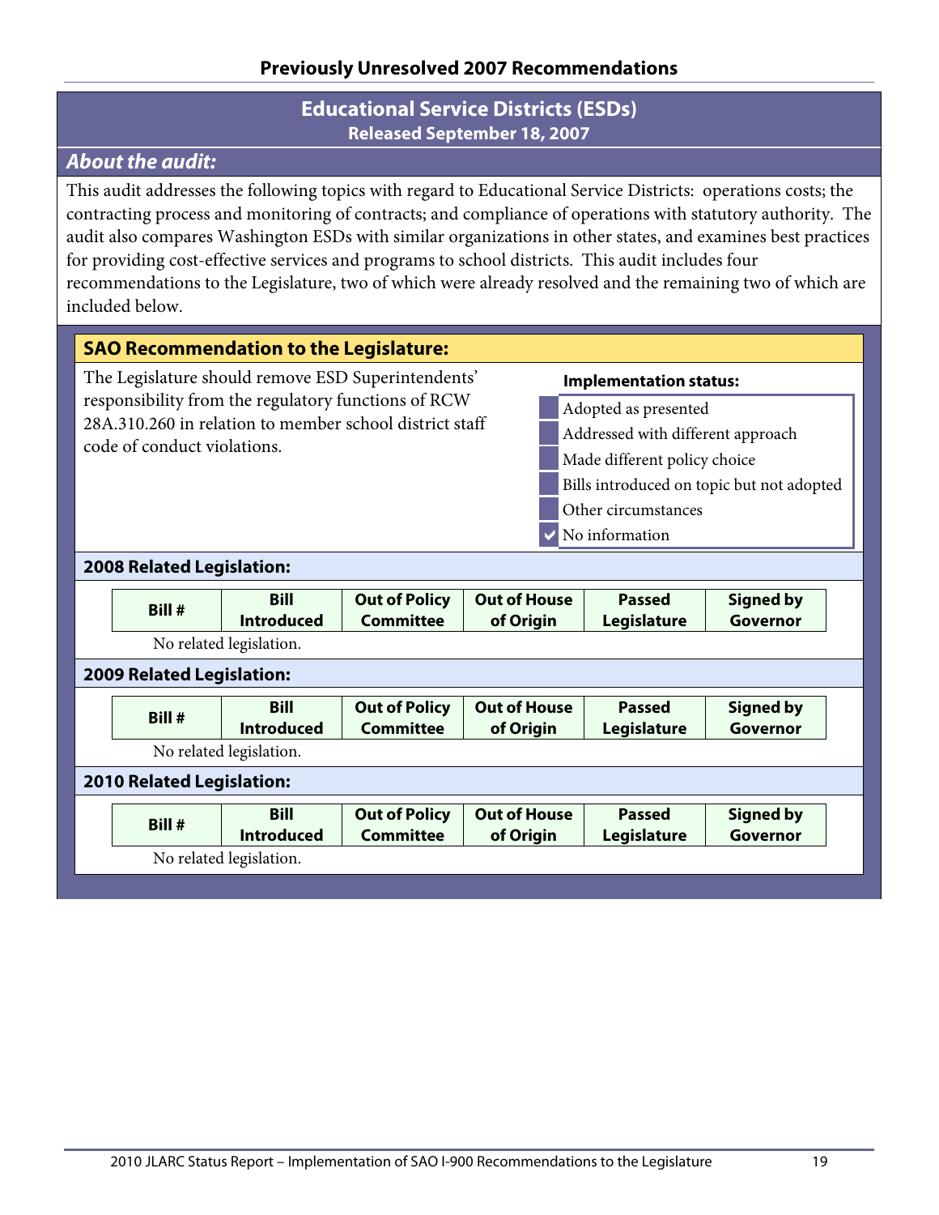## Previously Unresolved 2007 Recommendations

### Educational Service Districts (ESDs)
**Released September 18, 2007**

### *About the audit:*

This audit addresses the following topics with regard to Educational Service Districts: operations costs; the contracting process and monitoring of contracts; and compliance of operations with statutory authority. The audit also compares Washington ESDs with similar organizations in other states, and examines best practices for providing cost-effective services and programs to school districts. This audit includes four recommendations to the Legislature, two of which were already resolved and the remaining two of which are included below.

#### SAO Recommendation to the Legislature:

The Legislature should remove ESD Superintendents' responsibility from the regulatory functions of RCW 28A.310.260 in relation to member school district staff code of conduct violations.

**Implementation status:**

- [ ] Adopted as presented
- [ ] Addressed with different approach
- [ ] Made different policy choice
- [ ] Bills introduced on topic but not adopted
- [ ] Other circumstances
- [x] No information

#### 2008 Related Legislation:

| Bill # | Bill Introduced | Out of Policy Committee | Out of House of Origin | Passed Legislature | Signed by Governor |
|---|---|---|---|---|---|

No related legislation.

#### 2009 Related Legislation:

| Bill # | Bill Introduced | Out of Policy Committee | Out of House of Origin | Passed Legislature | Signed by Governor |
|---|---|---|---|---|---|

No related legislation.

#### 2010 Related Legislation:

| Bill # | Bill Introduced | Out of Policy Committee | Out of House of Origin | Passed Legislature | Signed by Governor |
|---|---|---|---|---|---|

No related legislation.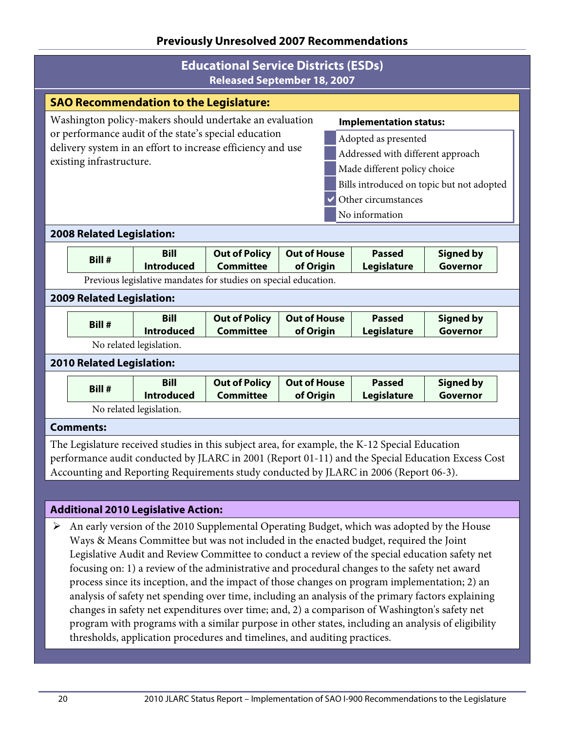## Previously Unresolved 2007 Recommendations

## Educational Service Districts (ESDs)

**Released September 18, 2007**

### SAO Recommendation to the Legislature:

Washington policy-makers should undertake an evaluation or performance audit of the state's special education delivery system in an effort to increase efficiency and use existing infrastructure.

**Implementation status:**

- ☐ Adopted as presented
- ☐ Addressed with different approach
- ☐ Made different policy choice
- ☐ Bills introduced on topic but not adopted
- ☑ Other circumstances
- ☐ No information

### 2008 Related Legislation:

| Bill # | Bill Introduced | Out of Policy Committee | Out of House of Origin | Passed Legislature | Signed by Governor |
|---|---|---|---|---|---|

Previous legislative mandates for studies on special education.

### 2009 Related Legislation:

| Bill # | Bill Introduced | Out of Policy Committee | Out of House of Origin | Passed Legislature | Signed by Governor |
|---|---|---|---|---|---|

No related legislation.

### 2010 Related Legislation:

| Bill # | Bill Introduced | Out of Policy Committee | Out of House of Origin | Passed Legislature | Signed by Governor |
|---|---|---|---|---|---|

No related legislation.

### Comments:

The Legislature received studies in this subject area, for example, the K-12 Special Education performance audit conducted by JLARC in 2001 (Report 01-11) and the Special Education Excess Cost Accounting and Reporting Requirements study conducted by JLARC in 2006 (Report 06-3).

### Additional 2010 Legislative Action:

- An early version of the 2010 Supplemental Operating Budget, which was adopted by the House Ways & Means Committee but was not included in the enacted budget, required the Joint Legislative Audit and Review Committee to conduct a review of the special education safety net focusing on: 1) a review of the administrative and procedural changes to the safety net award process since its inception, and the impact of those changes on program implementation; 2) an analysis of safety net spending over time, including an analysis of the primary factors explaining changes in safety net expenditures over time; and, 2) a comparison of Washington's safety net program with programs with a similar purpose in other states, including an analysis of eligibility thresholds, application procedures and timelines, and auditing practices.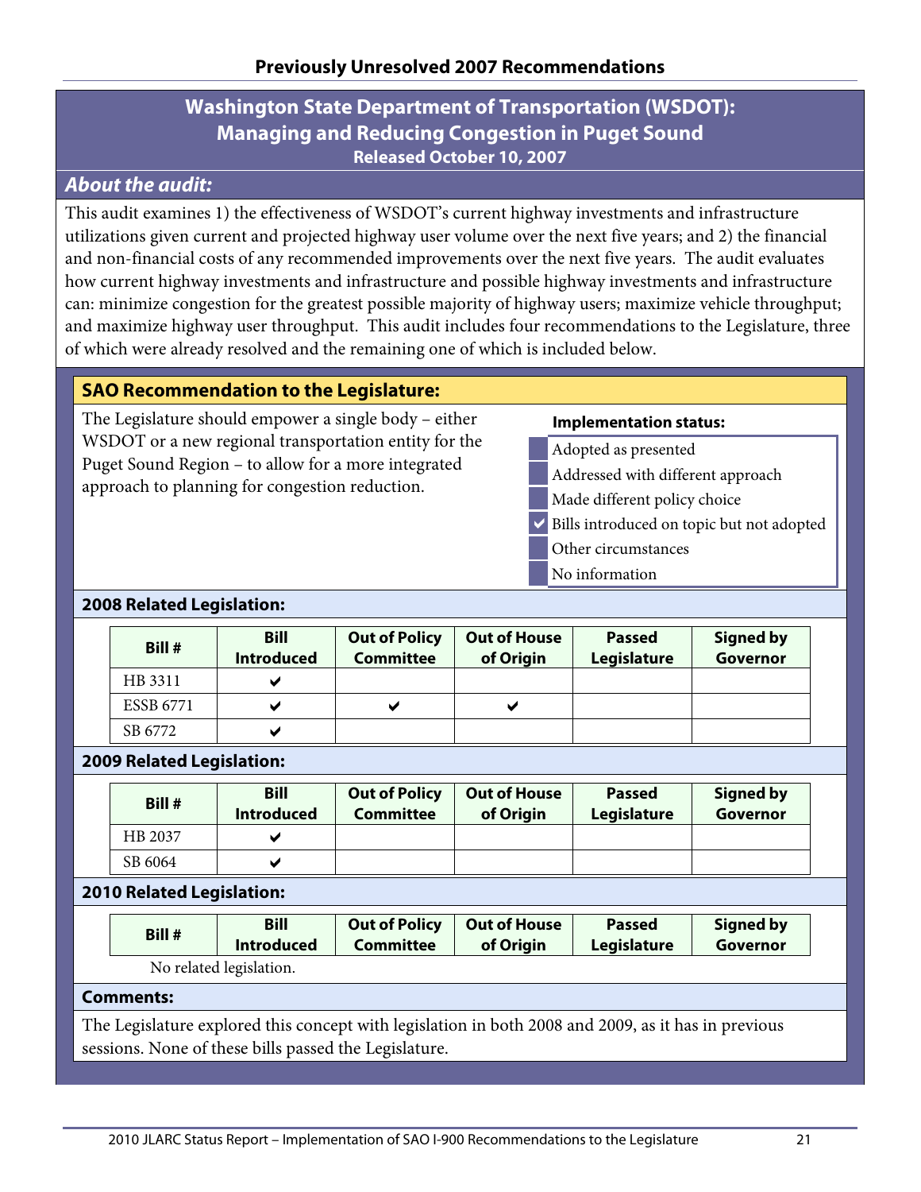## Previously Unresolved 2007 Recommendations

### Washington State Department of Transportation (WSDOT): Managing and Reducing Congestion in Puget Sound

**Released October 10, 2007**

***About the audit:***

This audit examines 1) the effectiveness of WSDOT's current highway investments and infrastructure utilizations given current and projected highway user volume over the next five years; and 2) the financial and non-financial costs of any recommended improvements over the next five years. The audit evaluates how current highway investments and infrastructure and possible highway investments and infrastructure can: minimize congestion for the greatest possible majority of highway users; maximize vehicle throughput; and maximize highway user throughput. This audit includes four recommendations to the Legislature, three of which were already resolved and the remaining one of which is included below.

**SAO Recommendation to the Legislature:**

The Legislature should empower a single body – either WSDOT or a new regional transportation entity for the Puget Sound Region – to allow for a more integrated approach to planning for congestion reduction.

**Implementation status:**

- [ ] Adopted as presented
- [ ] Addressed with different approach
- [ ] Made different policy choice
- [x] Bills introduced on topic but not adopted
- [ ] Other circumstances
- [ ] No information

**2008 Related Legislation:**

| Bill # | Bill Introduced | Out of Policy Committee | Out of House of Origin | Passed Legislature | Signed by Governor |
|---|---|---|---|---|---|
| HB 3311 | ✔ | | | | |
| ESSB 6771 | ✔ | ✔ | ✔ | | |
| SB 6772 | ✔ | | | | |

**2009 Related Legislation:**

| Bill # | Bill Introduced | Out of Policy Committee | Out of House of Origin | Passed Legislature | Signed by Governor |
|---|---|---|---|---|---|
| HB 2037 | ✔ | | | | |
| SB 6064 | ✔ | | | | |

**2010 Related Legislation:**

| Bill # | Bill Introduced | Out of Policy Committee | Out of House of Origin | Passed Legislature | Signed by Governor |
|---|---|---|---|---|---|

No related legislation.

**Comments:**

The Legislature explored this concept with legislation in both 2008 and 2009, as it has in previous sessions. None of these bills passed the Legislature.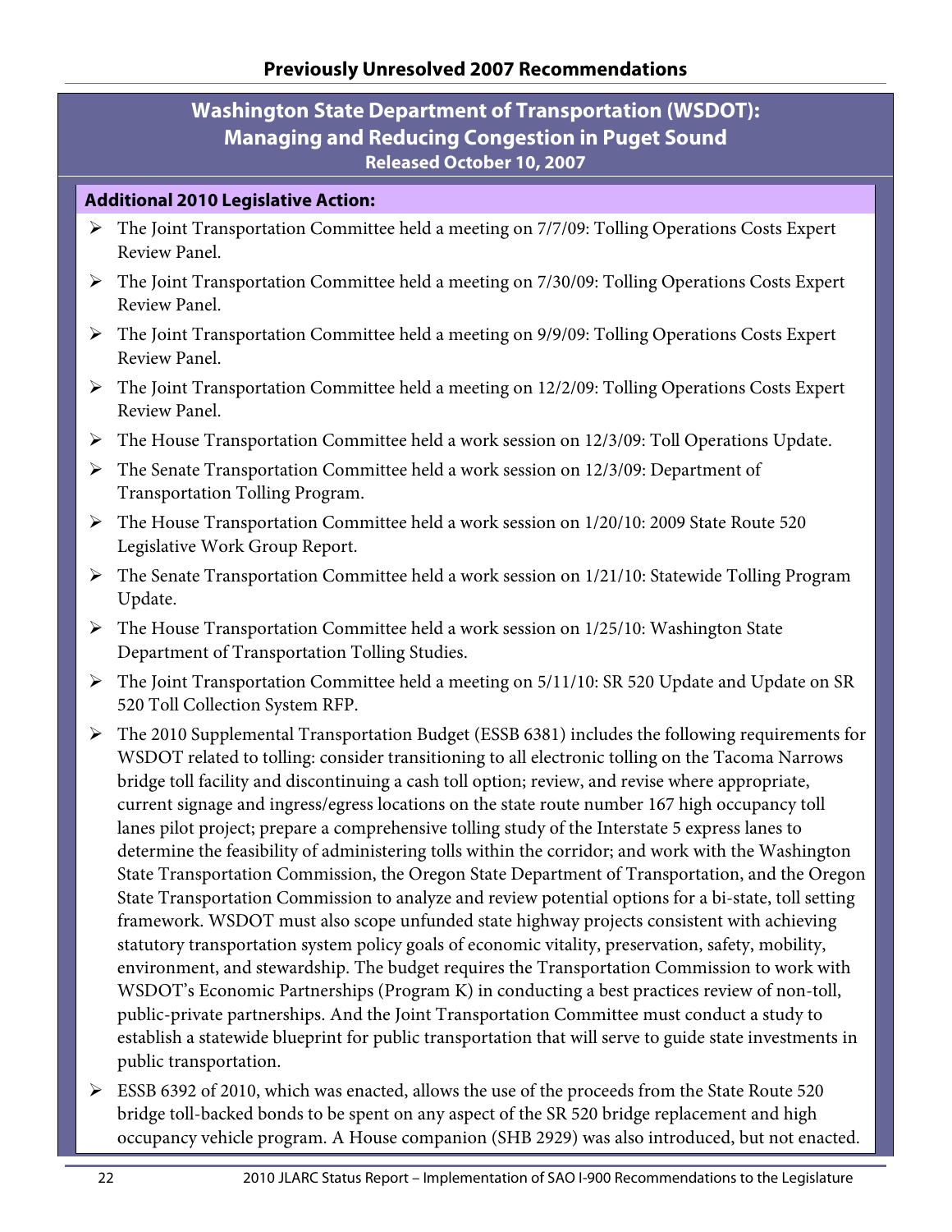## Previously Unresolved 2007 Recommendations

### Washington State Department of Transportation (WSDOT): Managing and Reducing Congestion in Puget Sound

**Released October 10, 2007**

**Additional 2010 Legislative Action:**

- The Joint Transportation Committee held a meeting on 7/7/09: Tolling Operations Costs Expert Review Panel.
- The Joint Transportation Committee held a meeting on 7/30/09: Tolling Operations Costs Expert Review Panel.
- The Joint Transportation Committee held a meeting on 9/9/09: Tolling Operations Costs Expert Review Panel.
- The Joint Transportation Committee held a meeting on 12/2/09: Tolling Operations Costs Expert Review Panel.
- The House Transportation Committee held a work session on 12/3/09: Toll Operations Update.
- The Senate Transportation Committee held a work session on 12/3/09: Department of Transportation Tolling Program.
- The House Transportation Committee held a work session on 1/20/10: 2009 State Route 520 Legislative Work Group Report.
- The Senate Transportation Committee held a work session on 1/21/10: Statewide Tolling Program Update.
- The House Transportation Committee held a work session on 1/25/10: Washington State Department of Transportation Tolling Studies.
- The Joint Transportation Committee held a meeting on 5/11/10: SR 520 Update and Update on SR 520 Toll Collection System RFP.
- The 2010 Supplemental Transportation Budget (ESSB 6381) includes the following requirements for WSDOT related to tolling: consider transitioning to all electronic tolling on the Tacoma Narrows bridge toll facility and discontinuing a cash toll option; review, and revise where appropriate, current signage and ingress/egress locations on the state route number 167 high occupancy toll lanes pilot project; prepare a comprehensive tolling study of the Interstate 5 express lanes to determine the feasibility of administering tolls within the corridor; and work with the Washington State Transportation Commission, the Oregon State Department of Transportation, and the Oregon State Transportation Commission to analyze and review potential options for a bi-state, toll setting framework. WSDOT must also scope unfunded state highway projects consistent with achieving statutory transportation system policy goals of economic vitality, preservation, safety, mobility, environment, and stewardship. The budget requires the Transportation Commission to work with WSDOT's Economic Partnerships (Program K) in conducting a best practices review of non-toll, public-private partnerships. And the Joint Transportation Committee must conduct a study to establish a statewide blueprint for public transportation that will serve to guide state investments in public transportation.
- ESSB 6392 of 2010, which was enacted, allows the use of the proceeds from the State Route 520 bridge toll-backed bonds to be spent on any aspect of the SR 520 bridge replacement and high occupancy vehicle program. A House companion (SHB 2929) was also introduced, but not enacted.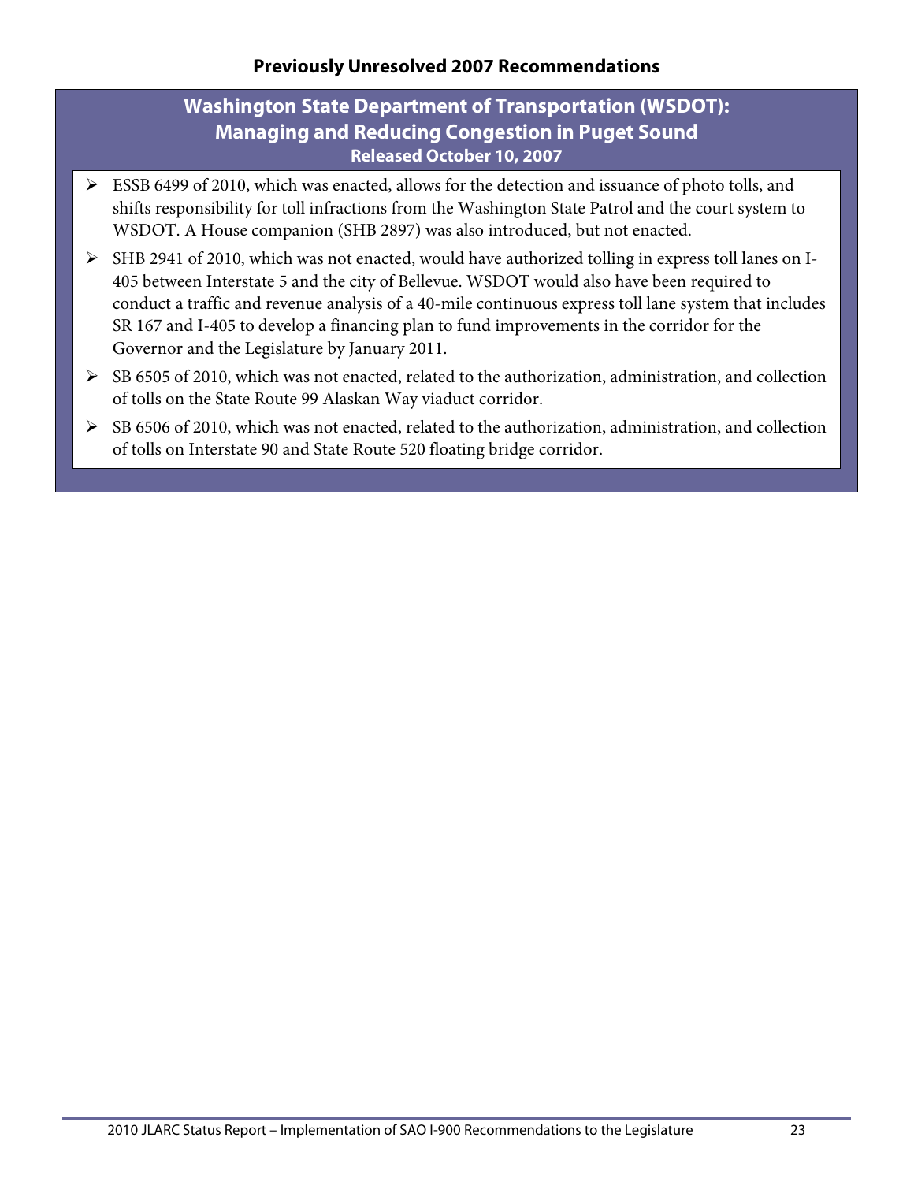## Previously Unresolved 2007 Recommendations

### Washington State Department of Transportation (WSDOT): Managing and Reducing Congestion in Puget Sound

**Released October 10, 2007**

- ESSB 6499 of 2010, which was enacted, allows for the detection and issuance of photo tolls, and shifts responsibility for toll infractions from the Washington State Patrol and the court system to WSDOT. A House companion (SHB 2897) was also introduced, but not enacted.
- SHB 2941 of 2010, which was not enacted, would have authorized tolling in express toll lanes on I-405 between Interstate 5 and the city of Bellevue. WSDOT would also have been required to conduct a traffic and revenue analysis of a 40-mile continuous express toll lane system that includes SR 167 and I-405 to develop a financing plan to fund improvements in the corridor for the Governor and the Legislature by January 2011.
- SB 6505 of 2010, which was not enacted, related to the authorization, administration, and collection of tolls on the State Route 99 Alaskan Way viaduct corridor.
- SB 6506 of 2010, which was not enacted, related to the authorization, administration, and collection of tolls on Interstate 90 and State Route 520 floating bridge corridor.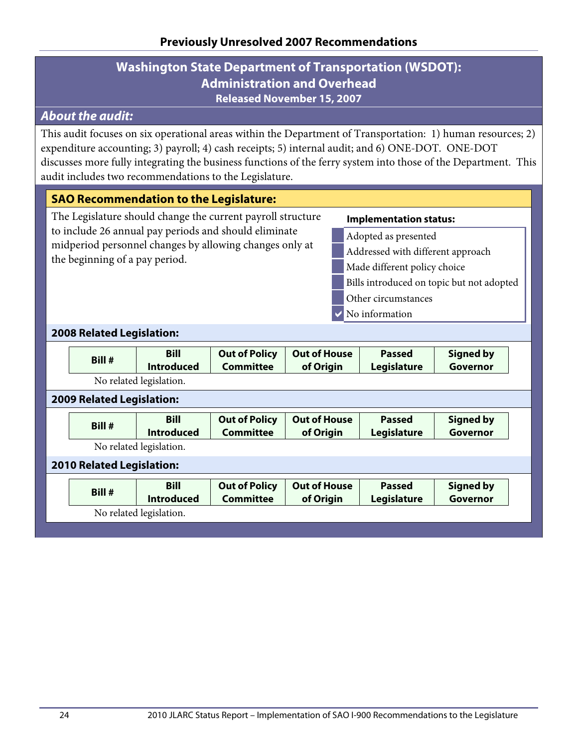## Previously Unresolved 2007 Recommendations

# Washington State Department of Transportation (WSDOT): Administration and Overhead

**Released November 15, 2007**

### *About the audit:*

This audit focuses on six operational areas within the Department of Transportation: 1) human resources; 2) expenditure accounting; 3) payroll; 4) cash receipts; 5) internal audit; and 6) ONE-DOT. ONE-DOT discusses more fully integrating the business functions of the ferry system into those of the Department. This audit includes two recommendations to the Legislature.

### SAO Recommendation to the Legislature:

The Legislature should change the current payroll structure to include 26 annual pay periods and should eliminate midperiod personnel changes by allowing changes only at the beginning of a pay period.

**Implementation status:**

- [ ] Adopted as presented
- [ ] Addressed with different approach
- [ ] Made different policy choice
- [ ] Bills introduced on topic but not adopted
- [ ] Other circumstances
- [x] No information

### 2008 Related Legislation:

| Bill # | Bill Introduced | Out of Policy Committee | Out of House of Origin | Passed Legislature | Signed by Governor |
|---|---|---|---|---|---|

No related legislation.

### 2009 Related Legislation:

| Bill # | Bill Introduced | Out of Policy Committee | Out of House of Origin | Passed Legislature | Signed by Governor |
|---|---|---|---|---|---|

No related legislation.

### 2010 Related Legislation:

| Bill # | Bill Introduced | Out of Policy Committee | Out of House of Origin | Passed Legislature | Signed by Governor |
|---|---|---|---|---|---|

No related legislation.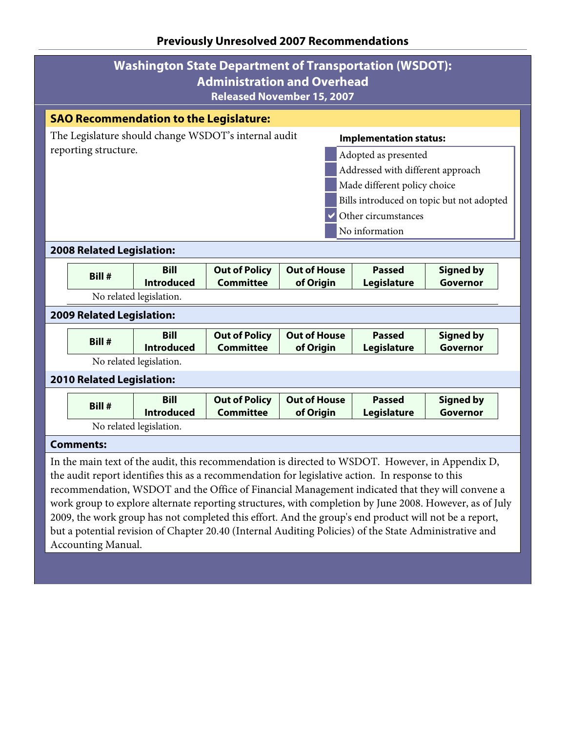## Previously Unresolved 2007 Recommendations

# Washington State Department of Transportation (WSDOT): Administration and Overhead

**Released November 15, 2007**

### SAO Recommendation to the Legislature:

The Legislature should change WSDOT's internal audit reporting structure.

**Implementation status:**

- [ ] Adopted as presented
- [ ] Addressed with different approach
- [ ] Made different policy choice
- [ ] Bills introduced on topic but not adopted
- [x] Other circumstances
- [ ] No information

### 2008 Related Legislation:

| Bill # | Bill Introduced | Out of Policy Committee | Out of House of Origin | Passed Legislature | Signed by Governor |
|---|---|---|---|---|---|

No related legislation.

### 2009 Related Legislation:

| Bill # | Bill Introduced | Out of Policy Committee | Out of House of Origin | Passed Legislature | Signed by Governor |
|---|---|---|---|---|---|

No related legislation.

### 2010 Related Legislation:

| Bill # | Bill Introduced | Out of Policy Committee | Out of House of Origin | Passed Legislature | Signed by Governor |
|---|---|---|---|---|---|

No related legislation.

### Comments:

In the main text of the audit, this recommendation is directed to WSDOT. However, in Appendix D, the audit report identifies this as a recommendation for legislative action. In response to this recommendation, WSDOT and the Office of Financial Management indicated that they will convene a work group to explore alternate reporting structures, with completion by June 2008. However, as of July 2009, the work group has not completed this effort. And the group's end product will not be a report, but a potential revision of Chapter 20.40 (Internal Auditing Policies) of the State Administrative and Accounting Manual.